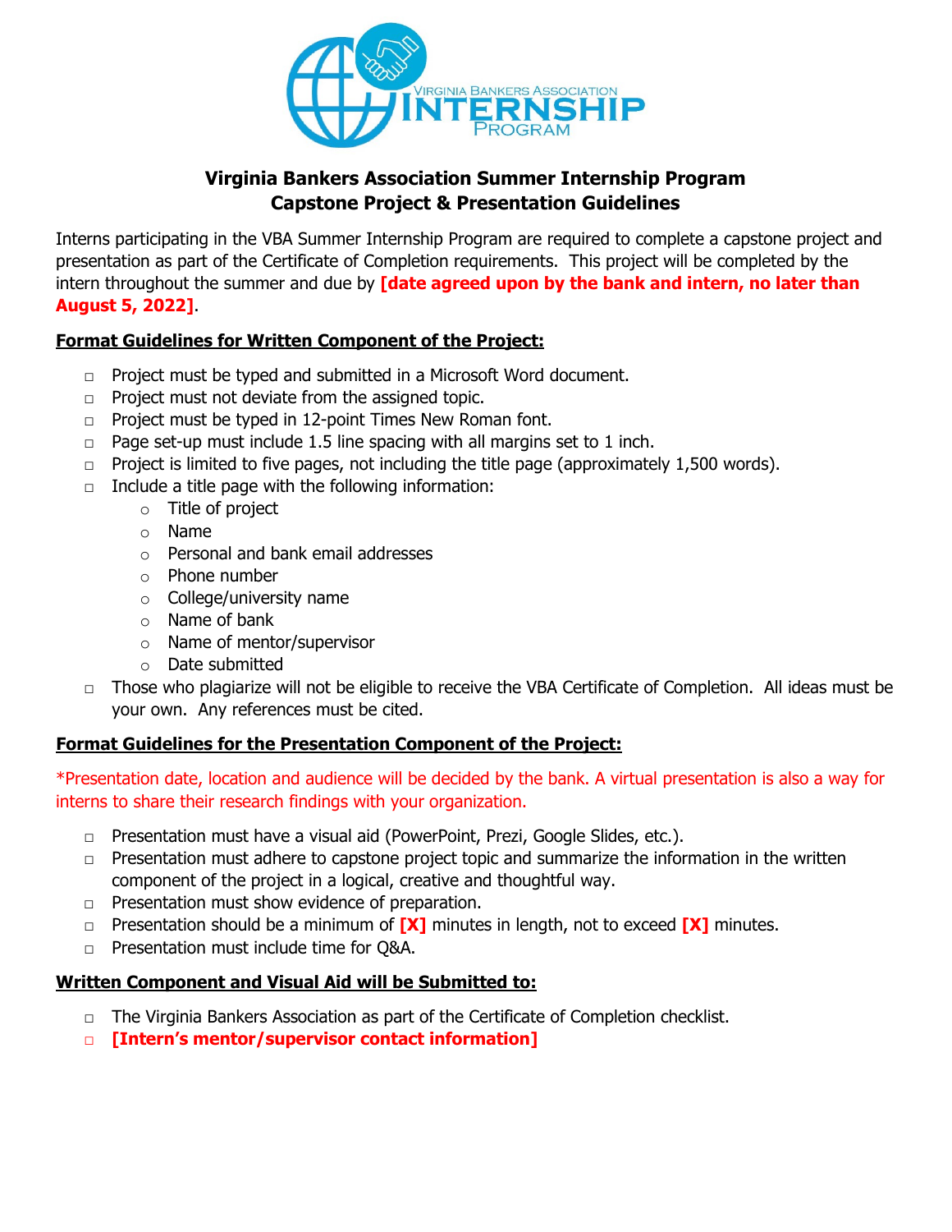# Virginia Bankers Association Summer Internship Program
# Capstone Project & Presentation Guidelines

Interns participating in the VBA Summer Internship Program are required to complete a capstone project and presentation as part of the Certificate of Completion requirements. This project will be completed by the intern throughout the summer and due by **[date agreed upon by the bank and intern, no later than August 5, 2022]**.

## Format Guidelines for Written Component of the Project:

- Project must be typed and submitted in a Microsoft Word document.
- Project must not deviate from the assigned topic.
- Project must be typed in 12-point Times New Roman font.
- Page set-up must include 1.5 line spacing with all margins set to 1 inch.
- Project is limited to five pages, not including the title page (approximately 1,500 words).
- Include a title page with the following information:
  - Title of project
  - Name
  - Personal and bank email addresses
  - Phone number
  - College/university name
  - Name of bank
  - Name of mentor/supervisor
  - Date submitted
- Those who plagiarize will not be eligible to receive the VBA Certificate of Completion. All ideas must be your own. Any references must be cited.

## Format Guidelines for the Presentation Component of the Project:

*Presentation date, location and audience will be decided by the bank. A virtual presentation is also a way for interns to share their research findings with your organization.

- Presentation must have a visual aid (PowerPoint, Prezi, Google Slides, etc.).
- Presentation must adhere to capstone project topic and summarize the information in the written component of the project in a logical, creative and thoughtful way.
- Presentation must show evidence of preparation.
- Presentation should be a minimum of **[X]** minutes in length, not to exceed **[X]** minutes.
- Presentation must include time for Q&A.

## Written Component and Visual Aid will be Submitted to:

- The Virginia Bankers Association as part of the Certificate of Completion checklist.
- **[Intern's mentor/supervisor contact information]**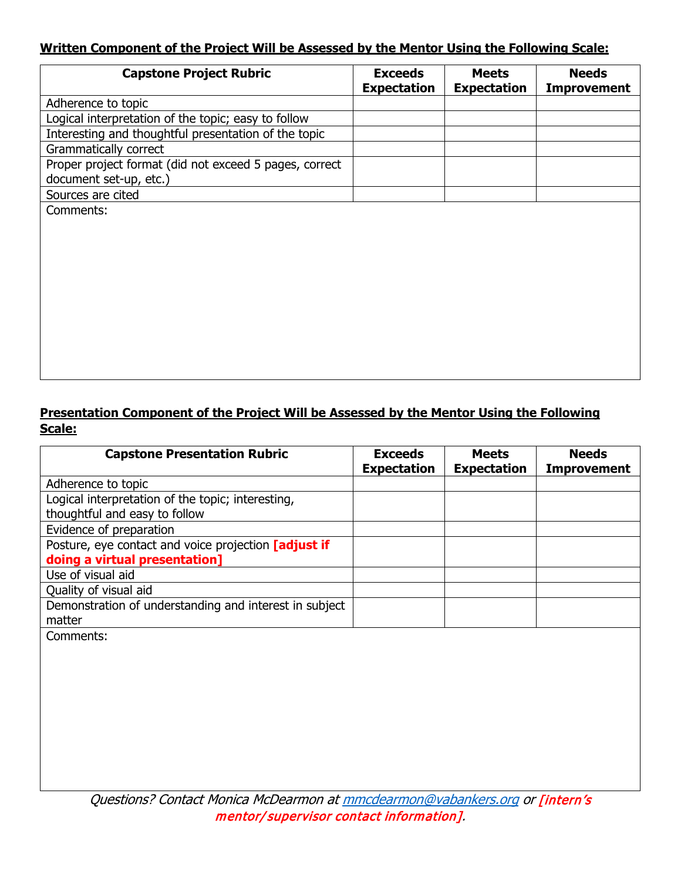**Written Component of the Project Will be Assessed by the Mentor Using the Following Scale:**

| Capstone Project Rubric | Exceeds Expectation | Meets Expectation | Needs Improvement |
|---|---|---|---|
| Adherence to topic | | | |
| Logical interpretation of the topic; easy to follow | | | |
| Interesting and thoughtful presentation of the topic | | | |
| Grammatically correct | | | |
| Proper project format (did not exceed 5 pages, correct document set-up, etc.) | | | |
| Sources are cited | | | |
| Comments: | | | |

**Presentation Component of the Project Will be Assessed by the Mentor Using the Following Scale:**

| Capstone Presentation Rubric | Exceeds Expectation | Meets Expectation | Needs Improvement |
|---|---|---|---|
| Adherence to topic | | | |
| Logical interpretation of the topic; interesting, thoughtful and easy to follow | | | |
| Evidence of preparation | | | |
| Posture, eye contact and voice projection **[adjust if doing a virtual presentation]** | | | |
| Use of visual aid | | | |
| Quality of visual aid | | | |
| Demonstration of understanding and interest in subject matter | | | |
| Comments: | | | |

*Questions? Contact Monica McDearmon at mmcdearmon@vabankers.org or [intern's mentor/supervisor contact information].*